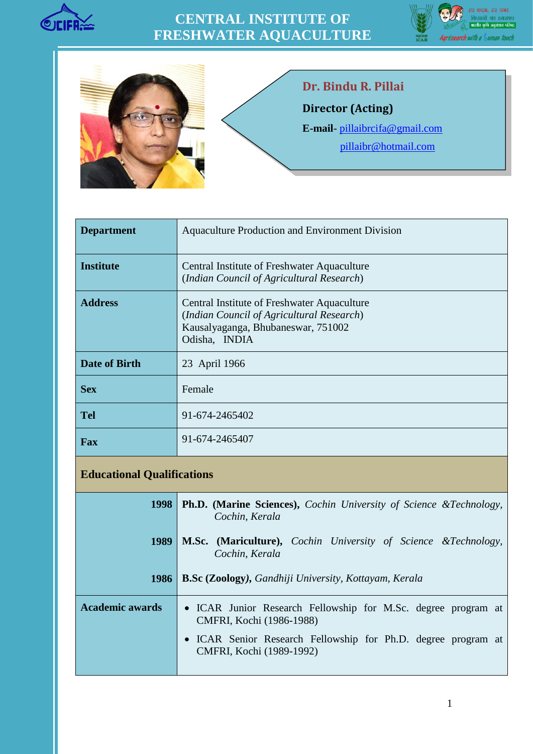# CENTRAL INSTITUTE OF FRESHWATER AQUACULTURE

**Dr. Bindu R. Pillai**

**Director (Acting)**

**E-mail**- pillaibrcifa@gmail.com
pillaibr@hotmail.com

| | |
|---|---|
| **Department** | Aquaculture Production and Environment Division |
| **Institute** | Central Institute of Freshwater Aquaculture (*Indian Council of Agricultural Research*) |
| **Address** | Central Institute of Freshwater Aquaculture (*Indian Council of Agricultural Research*) Kausalyaganga, Bhubaneswar, 751002 Odisha, INDIA |
| **Date of Birth** | 23 April 1966 |
| **Sex** | Female |
| **Tel** | 91-674-2465402 |
| **Fax** | 91-674-2465407 |
| **Educational Qualifications** | |
| **1998** | **Ph.D. (Marine Sciences),** *Cochin University of Science &Technology, Cochin, Kerala* |
| **1989** | **M.Sc. (Mariculture),** *Cochin University of Science &Technology, Cochin, Kerala* |
| **1986** | **B.Sc (Zoology),** *Gandhiji University, Kottayam, Kerala* |
| **Academic awards** | • ICAR Junior Research Fellowship for M.Sc. degree program at CMFRI, Kochi (1986-1988)<br>• ICAR Senior Research Fellowship for Ph.D. degree program at CMFRI, Kochi (1989-1992) |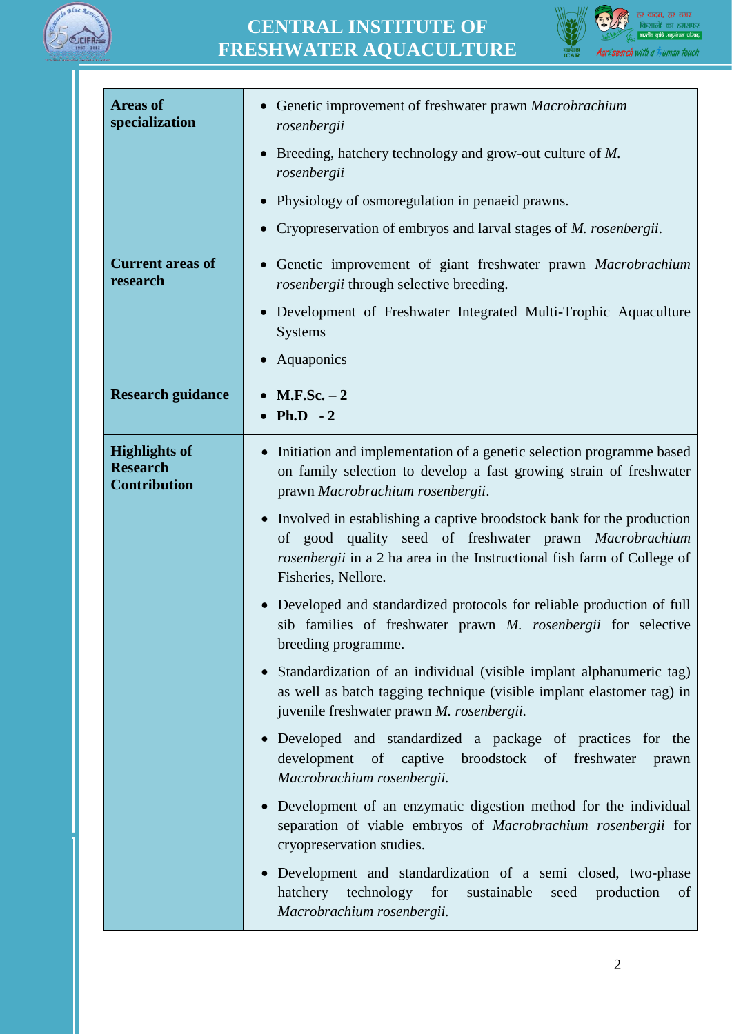| Areas of specialization | • Genetic improvement of freshwater prawn *Macrobrachium rosenbergii*<br>• Breeding, hatchery technology and grow-out culture of *M. rosenbergii*<br>• Physiology of osmoregulation in penaeid prawns.<br>• Cryopreservation of embryos and larval stages of *M. rosenbergii*. |
|---|---|
| **Current areas of research** | • Genetic improvement of giant freshwater prawn *Macrobrachium rosenbergii* through selective breeding.<br>• Development of Freshwater Integrated Multi-Trophic Aquaculture Systems<br>• Aquaponics |
| **Research guidance** | • **M.F.Sc. – 2**<br>• **Ph.D - 2** |
| **Highlights of Research Contribution** | • Initiation and implementation of a genetic selection programme based on family selection to develop a fast growing strain of freshwater prawn *Macrobrachium rosenbergii*.<br>• Involved in establishing a captive broodstock bank for the production of good quality seed of freshwater prawn *Macrobrachium rosenbergii* in a 2 ha area in the Instructional fish farm of College of Fisheries, Nellore.<br>• Developed and standardized protocols for reliable production of full sib families of freshwater prawn *M. rosenbergii* for selective breeding programme.<br>• Standardization of an individual (visible implant alphanumeric tag) as well as batch tagging technique (visible implant elastomer tag) in juvenile freshwater prawn *M. rosenbergii.*<br>• Developed and standardized a package of practices for the development of captive broodstock of freshwater prawn *Macrobrachium rosenbergii.*<br>• Development of an enzymatic digestion method for the individual separation of viable embryos of *Macrobrachium rosenbergii* for cryopreservation studies.<br>• Development and standardization of a semi closed, two-phase hatchery technology for sustainable seed production of *Macrobrachium rosenbergii.* |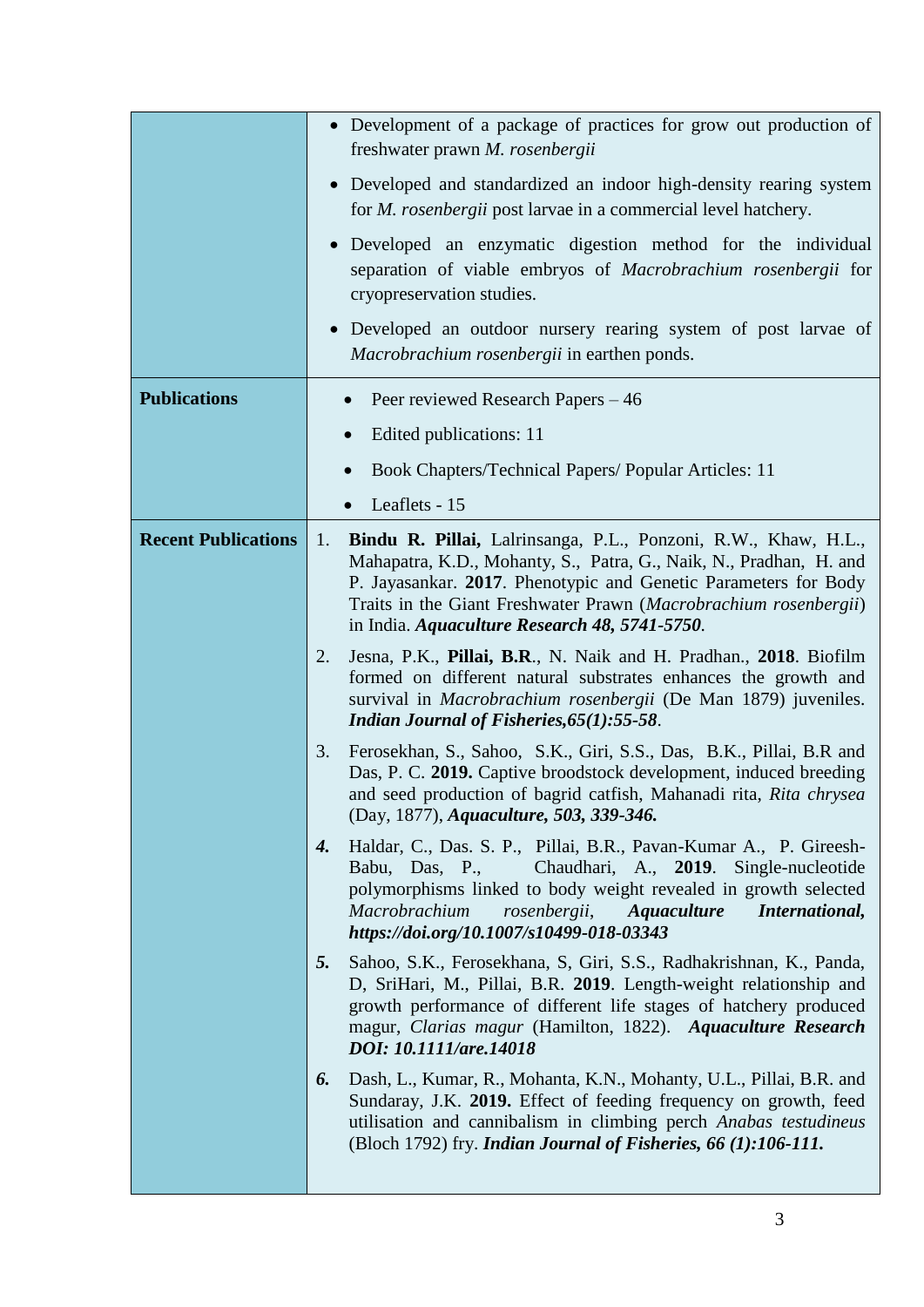| | |
|---|---|
| | • Development of a package of practices for grow out production of freshwater prawn *M. rosenbergii*<br>• Developed and standardized an indoor high-density rearing system for *M. rosenbergii* post larvae in a commercial level hatchery.<br>• Developed an enzymatic digestion method for the individual separation of viable embryos of *Macrobrachium rosenbergii* for cryopreservation studies.<br>• Developed an outdoor nursery rearing system of post larvae of *Macrobrachium rosenbergii* in earthen ponds. |
| **Publications** | • Peer reviewed Research Papers – 46<br>• Edited publications: 11<br>• Book Chapters/Technical Papers/ Popular Articles: 11<br>• Leaflets - 15 |
| **Recent Publications** | 1. **Bindu R. Pillai,** Lalrinsanga, P.L., Ponzoni, R.W., Khaw, H.L., Mahapatra, K.D., Mohanty, S., Patra, G., Naik, N., Pradhan, H. and P. Jayasankar. **2017**. Phenotypic and Genetic Parameters for Body Traits in the Giant Freshwater Prawn (*Macrobrachium rosenbergii*) in India. ***Aquaculture Research 48, 5741-5750***.<br>2. Jesna, P.K., **Pillai, B.R**., N. Naik and H. Pradhan., **2018**. Biofilm formed on different natural substrates enhances the growth and survival in *Macrobrachium rosenbergii* (De Man 1879) juveniles. ***Indian Journal of Fisheries,65(1):55-58***.<br>3. Ferosekhan, S., Sahoo, S.K., Giri, S.S., Das, B.K., Pillai, B.R and Das, P. C. **2019.** Captive broodstock development, induced breeding and seed production of bagrid catfish, Mahanadi rita, *Rita chrysea* (Day, 1877), ***Aquaculture, 503, 339-346.***<br>***4.*** Haldar, C., Das. S. P., Pillai, B.R., Pavan-Kumar A., P. Gireesh-Babu, Das, P., Chaudhari, A., **2019**. Single-nucleotide polymorphisms linked to body weight revealed in growth selected *Macrobrachium rosenbergii*, ***Aquaculture International, https://doi.org/10.1007/s10499-018-03343***<br>***5.*** Sahoo, S.K., Ferosekhana, S, Giri, S.S., Radhakrishnan, K., Panda, D, SriHari, M., Pillai, B.R. **2019**. Length-weight relationship and growth performance of different life stages of hatchery produced magur, *Clarias magur* (Hamilton, 1822). ***Aquaculture Research DOI: 10.1111/are.14018***<br>***6.*** Dash, L., Kumar, R., Mohanta, K.N., Mohanty, U.L., Pillai, B.R. and Sundaray, J.K. **2019.** Effect of feeding frequency on growth, feed utilisation and cannibalism in climbing perch *Anabas testudineus* (Bloch 1792) fry. ***Indian Journal of Fisheries, 66 (1):106-111.*** |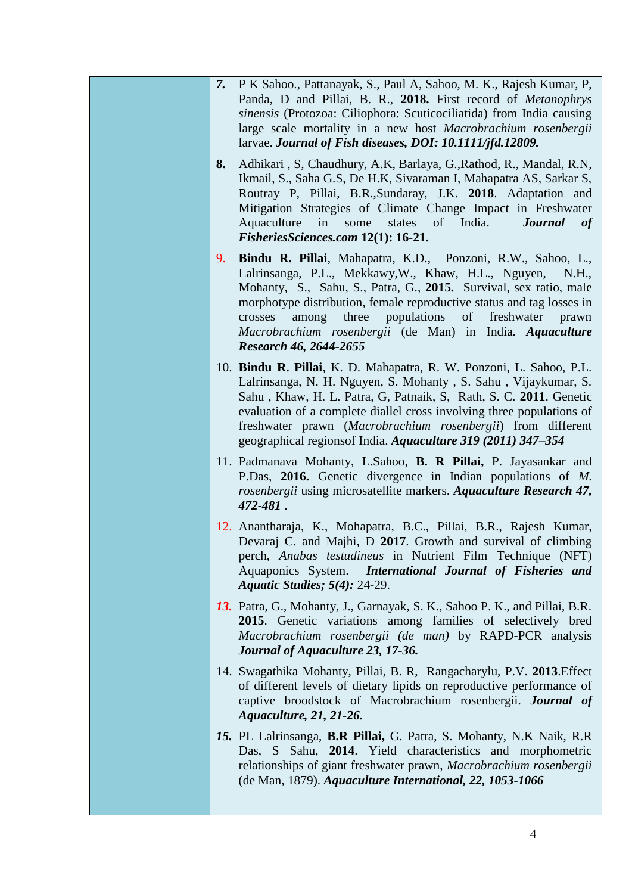7. P K Sahoo., Pattanayak, S., Paul A, Sahoo, M. K., Rajesh Kumar, P, Panda, D and Pillai, B. R., **2018.** First record of *Metanophrys sinensis* (Protozoa: Ciliophora: Scuticociliatida) from India causing large scale mortality in a new host *Macrobrachium rosenbergii* larvae. ***Journal of Fish diseases, DOI: 10.1111/jfd.12809.***

8. Adhikari , S, Chaudhury, A.K, Barlaya, G.,Rathod, R., Mandal, R.N, Ikmail, S., Saha G.S, De H.K, Sivaraman I, Mahapatra AS, Sarkar S, Routray P, Pillai, B.R.,Sundaray, J.K. **2018**. Adaptation and Mitigation Strategies of Climate Change Impact in Freshwater Aquaculture in some states of India. ***Journal of FisheriesSciences.com*** **12(1): 16-21.**

9. **Bindu R. Pillai**, Mahapatra, K.D., Ponzoni, R.W., Sahoo, L., Lalrinsanga, P.L., Mekkawy,W., Khaw, H.L., Nguyen, N.H., Mohanty, S., Sahu, S., Patra, G., **2015.** Survival, sex ratio, male morphotype distribution, female reproductive status and tag losses in crosses among three populations of freshwater prawn *Macrobrachium rosenbergii* (de Man) in India. ***Aquaculture Research 46, 2644-2655***

10. **Bindu R. Pillai**, K. D. Mahapatra, R. W. Ponzoni, L. Sahoo, P.L. Lalrinsanga, N. H. Nguyen, S. Mohanty , S. Sahu , Vijaykumar, S. Sahu , Khaw, H. L. Patra, G, Patnaik, S, Rath, S. C. **2011**. Genetic evaluation of a complete diallel cross involving three populations of freshwater prawn (*Macrobrachium rosenbergii*) from different geographical regionsof India. ***Aquaculture 319 (2011) 347–354***

11. Padmanava Mohanty, L.Sahoo, **B. R Pillai,** P. Jayasankar and P.Das, **2016.** Genetic divergence in Indian populations of *M. rosenbergii* using microsatellite markers. ***Aquaculture Research 47, 472-481*** .

12. Anantharaja, K., Mohapatra, B.C., Pillai, B.R., Rajesh Kumar, Devaraj C. and Majhi, D **2017**. Growth and survival of climbing perch, *Anabas testudineus* in Nutrient Film Technique (NFT) Aquaponics System. ***International Journal of Fisheries and Aquatic Studies; 5(4):*** 24-29.

13. Patra, G., Mohanty, J., Garnayak, S. K., Sahoo P. K., and Pillai, B.R. **2015**. Genetic variations among families of selectively bred *Macrobrachium rosenbergii (de man)* by RAPD-PCR analysis ***Journal of Aquaculture 23, 17-36.***

14. Swagathika Mohanty, Pillai, B. R, Rangacharylu, P.V. **2013**.Effect of different levels of dietary lipids on reproductive performance of captive broodstock of Macrobrachium rosenbergii. ***Journal of Aquaculture, 21, 21-26.***

15. PL Lalrinsanga, **B.R Pillai,** G. Patra, S. Mohanty, N.K Naik, R.R Das, S Sahu, **2014**. Yield characteristics and morphometric relationships of giant freshwater prawn, *Macrobrachium rosenbergii* (de Man, 1879). ***Aquaculture International, 22, 1053-1066***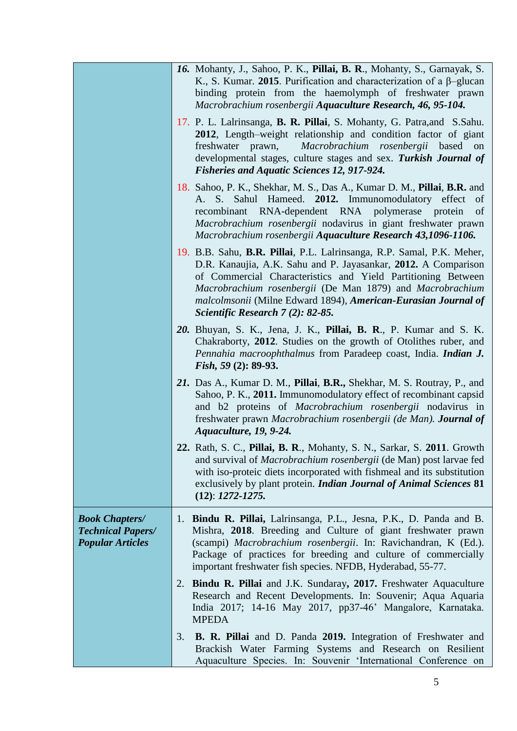| | |
|---|---|
| | ***16.*** Mohanty, J., Sahoo, P. K., **Pillai, B. R**., Mohanty, S., Garnayak, S. K., S. Kumar. **2015**. Purification and characterization of a β–glucan binding protein from the haemolymph of freshwater prawn *Macrobrachium rosenbergii* ***Aquaculture Research, 46, 95-104.*** |
| | 17. P. L. Lalrinsanga, **B. R. Pillai**, S. Mohanty, G. Patra,and S.Sahu. **2012**, Length–weight relationship and condition factor of giant freshwater prawn, *Macrobrachium rosenbergii* based on developmental stages, culture stages and sex. ***Turkish Journal of Fisheries and Aquatic Sciences 12, 917-924.*** |
| | 18. Sahoo, P. K., Shekhar, M. S., Das A., Kumar D. M., **Pillai**, **B.R.** and A. S. Sahul Hameed. **2012.** Immunomodulatory effect of recombinant RNA-dependent RNA polymerase protein of *Macrobrachium rosenbergii* nodavirus in giant freshwater prawn *Macrobrachium rosenbergii* ***Aquaculture Research 43,1096-1106.*** |
| | 19. B.B. Sahu, **B.R. Pillai**, P.L. Lalrinsanga, R.P. Samal, P.K. Meher, D.R. Kanaujia, A.K. Sahu and P. Jayasankar, **2012.** A Comparison of Commercial Characteristics and Yield Partitioning Between *Macrobrachium rosenbergii* (De Man 1879) and *Macrobrachium malcolmsonii* (Milne Edward 1894), ***American-Eurasian Journal of Scientific Research 7 (2): 82-85.*** |
| | ***20.*** Bhuyan, S. K., Jena, J. K., **Pillai, B. R**., P. Kumar and S. K. Chakraborty, **2012**. Studies on the growth of Otolithes ruber, and *Pennahia macroophthalmus* from Paradeep coast, India. ***Indian J. Fish, 59*** **(2): 89-93.** |
| | ***21.*** Das A., Kumar D. M., **Pillai**, **B.R.,** Shekhar, M. S. Routray, P., and Sahoo, P. K., **2011.** Immunomodulatory effect of recombinant capsid and b2 proteins of *Macrobrachium rosenbergii* nodavirus in freshwater prawn *Macrobrachium rosenbergii (de Man).* ***Journal of Aquaculture, 19, 9-24.*** |
| | **22.** Rath, S. C., **Pillai, B. R**., Mohanty, S. N., Sarkar, S. **2011**. Growth and survival of *Macrobrachium rosenbergii* (de Man) post larvae fed with iso-proteic diets incorporated with fishmeal and its substitution exclusively by plant protein. ***Indian Journal of Animal Sciences*** **81 (12)**: ***1272-1275.*** |
| ***Book Chapters/ Technical Papers/ Popular Articles*** | 1. **Bindu R. Pillai,** Lalrinsanga, P.L., Jesna, P.K., D. Panda and B. Mishra, **2018**. Breeding and Culture of giant freshwater prawn (scampi) *Macrobrachium rosenbergii*. In: Ravichandran, K (Ed.). Package of practices for breeding and culture of commercially important freshwater fish species. NFDB, Hyderabad, 55-77. |
| | 2. **Bindu R. Pillai** and J.K. Sundaray**, 2017.** Freshwater Aquaculture Research and Recent Developments. In: Souvenir; Aqua Aquaria India 2017; 14-16 May 2017, pp37-46' Mangalore, Karnataka. MPEDA |
| | 3. **B. R. Pillai** and D. Panda **2019.** Integration of Freshwater and Brackish Water Farming Systems and Research on Resilient Aquaculture Species. In: Souvenir 'International Conference on |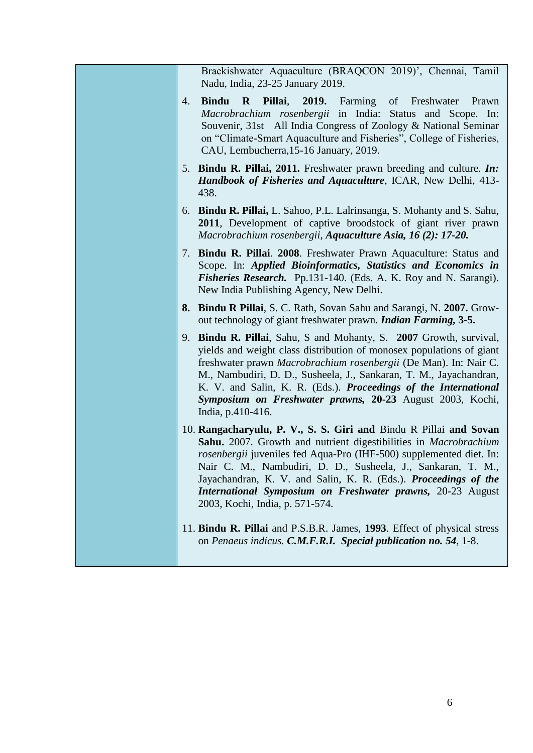Brackishwater Aquaculture (BRAQCON 2019)', Chennai, Tamil Nadu, India, 23-25 January 2019.

4. **Bindu R Pillai**, **2019.** Farming of Freshwater Prawn *Macrobrachium rosenbergii* in India: Status and Scope. In: Souvenir, 31st All India Congress of Zoology & National Seminar on "Climate-Smart Aquaculture and Fisheries", College of Fisheries, CAU, Lembucherra,15-16 January, 2019.
5. **Bindu R. Pillai, 2011.** Freshwater prawn breeding and culture. ***In: Handbook of Fisheries and Aquaculture***, ICAR, New Delhi, 413-438.
6. **Bindu R. Pillai,** L. Sahoo, P.L. Lalrinsanga, S. Mohanty and S. Sahu, **2011**, Development of captive broodstock of giant river prawn *Macrobrachium rosenbergii*, ***Aquaculture Asia, 16 (2): 17-20.***
7. **Bindu R. Pillai**. **2008**. Freshwater Prawn Aquaculture: Status and Scope. In: ***Applied Bioinformatics, Statistics and Economics in Fisheries Research.*** Pp.131-140. (Eds. A. K. Roy and N. Sarangi). New India Publishing Agency, New Delhi.
8. **Bindu R Pillai**, S. C. Rath, Sovan Sahu and Sarangi, N. **2007.** Grow-out technology of giant freshwater prawn. ***Indian Farming,* 3-5.**
9. **Bindu R. Pillai**, Sahu, S and Mohanty, S. **2007** Growth, survival, yields and weight class distribution of monosex populations of giant freshwater prawn *Macrobrachium rosenbergii* (De Man). In: Nair C. M., Nambudiri, D. D., Susheela, J., Sankaran, T. M., Jayachandran, K. V. and Salin, K. R. (Eds.). ***Proceedings of the International Symposium on Freshwater prawns,*** **20-23** August 2003, Kochi, India, p.410-416.
10. **Rangacharyulu, P. V., S. S. Giri and** Bindu R Pillai **and Sovan Sahu.** 2007. Growth and nutrient digestibilities in *Macrobrachium rosenbergii* juveniles fed Aqua-Pro (IHF-500) supplemented diet. In: Nair C. M., Nambudiri, D. D., Susheela, J., Sankaran, T. M., Jayachandran, K. V. and Salin, K. R. (Eds.). ***Proceedings of the International Symposium on Freshwater prawns,*** 20-23 August 2003, Kochi, India, p. 571-574.
11. **Bindu R. Pillai** and P.S.B.R. James, **1993**. Effect of physical stress on *Penaeus indicus*. ***C.M.F.R.I. Special publication no. 54***, 1-8.